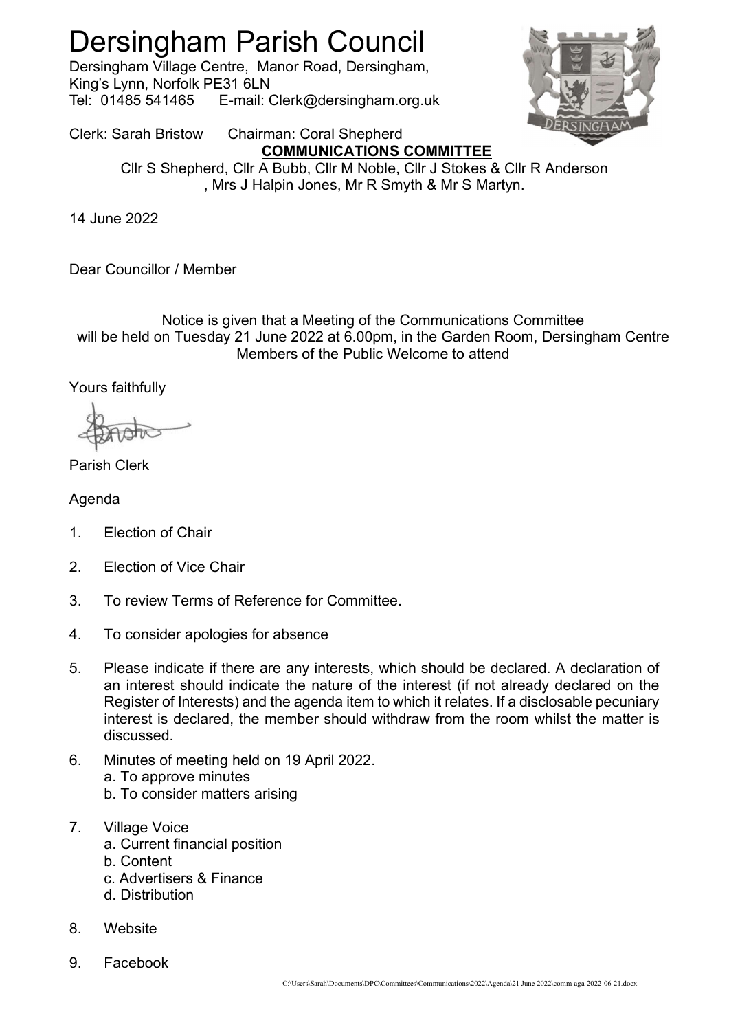# Dersingham Parish Council

Dersingham Village Centre, Manor Road, Dersingham,
King's Lynn, Norfolk PE31 6LN
Tel: 01485 541465 E-mail: Clerk@dersingham.org.uk

Clerk: Sarah Bristow Chairman: Coral Shepherd

**COMMUNICATIONS COMMITTEE**

Cllr S Shepherd, Cllr A Bubb, Cllr M Noble, Cllr J Stokes & Cllr R Anderson , Mrs J Halpin Jones, Mr R Smyth & Mr S Martyn.

14 June 2022

Dear Councillor / Member

Notice is given that a Meeting of the Communications Committee will be held on Tuesday 21 June 2022 at 6.00pm, in the Garden Room, Dersingham Centre
Members of the Public Welcome to attend

Yours faithfully

Parish Clerk

Agenda

1. Election of Chair
2. Election of Vice Chair
3. To review Terms of Reference for Committee.
4. To consider apologies for absence
5. Please indicate if there are any interests, which should be declared. A declaration of an interest should indicate the nature of the interest (if not already declared on the Register of Interests) and the agenda item to which it relates. If a disclosable pecuniary interest is declared, the member should withdraw from the room whilst the matter is discussed.
6. Minutes of meeting held on 19 April 2022.
   a. To approve minutes
   b. To consider matters arising
7. Village Voice
   a. Current financial position
   b. Content
   c. Advertisers & Finance
   d. Distribution
8. Website
9. Facebook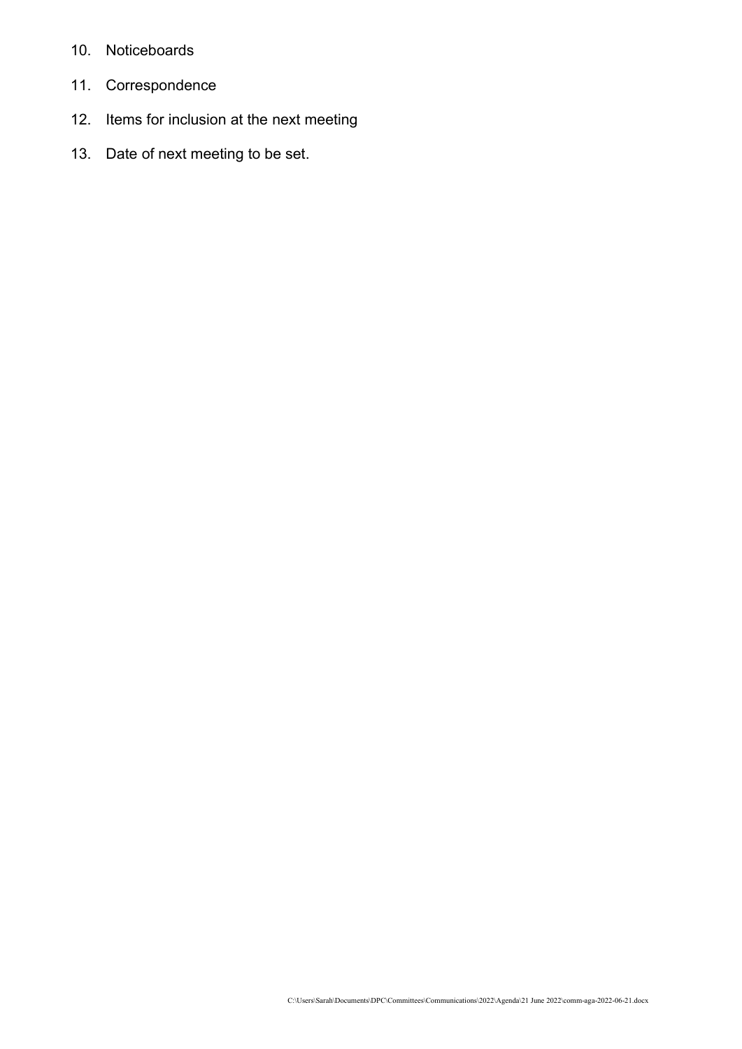10. Noticeboards
11. Correspondence
12. Items for inclusion at the next meeting
13. Date of next meeting to be set.